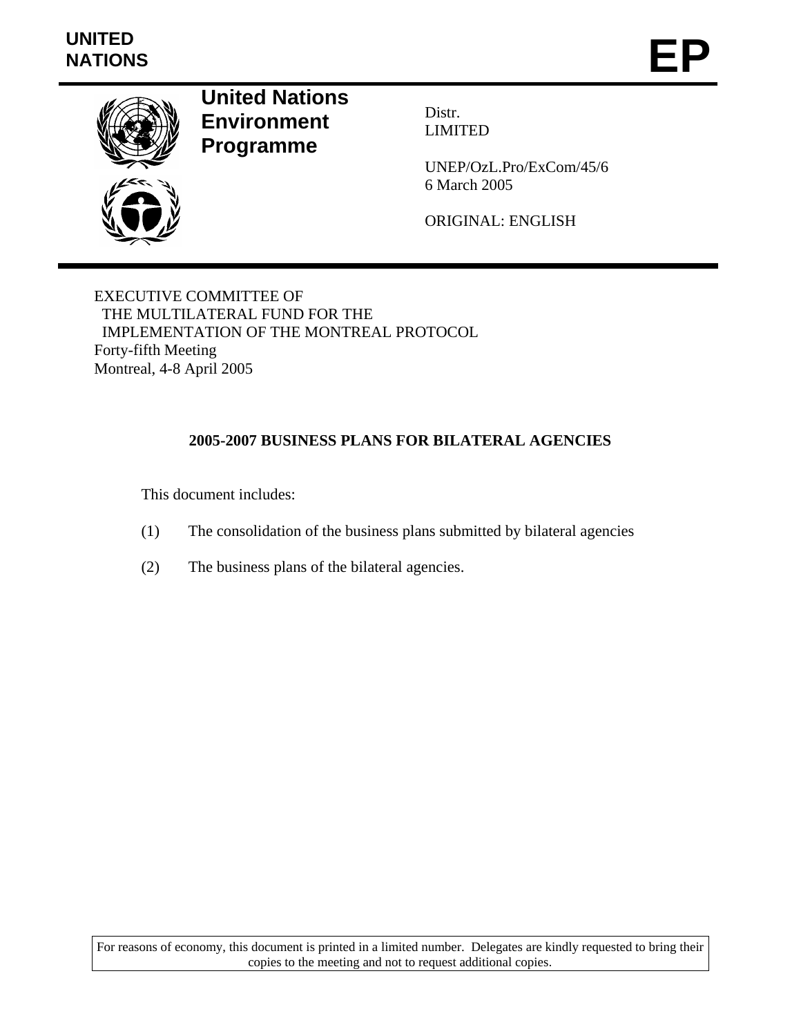**UNITED NATIONS**

# EP

## United Nations Environment Programme

Distr.
LIMITED

UNEP/OzL.Pro/ExCom/45/6
6 March 2005

ORIGINAL: ENGLISH

EXECUTIVE COMMITTEE OF
THE MULTILATERAL FUND FOR THE
IMPLEMENTATION OF THE MONTREAL PROTOCOL
Forty-fifth Meeting
Montreal, 4-8 April 2005

**2005-2007 BUSINESS PLANS FOR BILATERAL AGENCIES**

This document includes:

(1) The consolidation of the business plans submitted by bilateral agencies

(2) The business plans of the bilateral agencies.

For reasons of economy, this document is printed in a limited number. Delegates are kindly requested to bring their copies to the meeting and not to request additional copies.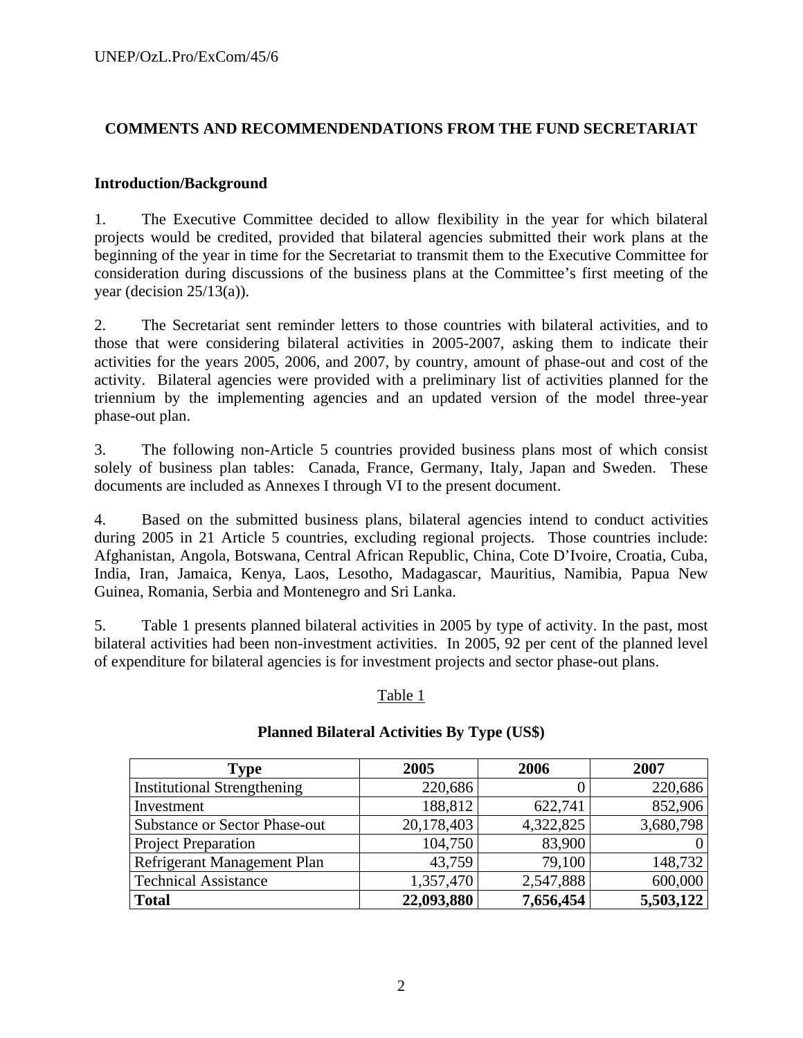## COMMENTS AND RECOMMENDENDATIONS FROM THE FUND SECRETARIAT

### Introduction/Background

1. The Executive Committee decided to allow flexibility in the year for which bilateral projects would be credited, provided that bilateral agencies submitted their work plans at the beginning of the year in time for the Secretariat to transmit them to the Executive Committee for consideration during discussions of the business plans at the Committee's first meeting of the year (decision 25/13(a)).

2. The Secretariat sent reminder letters to those countries with bilateral activities, and to those that were considering bilateral activities in 2005-2007, asking them to indicate their activities for the years 2005, 2006, and 2007, by country, amount of phase-out and cost of the activity. Bilateral agencies were provided with a preliminary list of activities planned for the triennium by the implementing agencies and an updated version of the model three-year phase-out plan.

3. The following non-Article 5 countries provided business plans most of which consist solely of business plan tables: Canada, France, Germany, Italy, Japan and Sweden. These documents are included as Annexes I through VI to the present document.

4. Based on the submitted business plans, bilateral agencies intend to conduct activities during 2005 in 21 Article 5 countries, excluding regional projects. Those countries include: Afghanistan, Angola, Botswana, Central African Republic, China, Cote D'Ivoire, Croatia, Cuba, India, Iran, Jamaica, Kenya, Laos, Lesotho, Madagascar, Mauritius, Namibia, Papua New Guinea, Romania, Serbia and Montenegro and Sri Lanka.

5. Table 1 presents planned bilateral activities in 2005 by type of activity. In the past, most bilateral activities had been non-investment activities. In 2005, 92 per cent of the planned level of expenditure for bilateral agencies is for investment projects and sector phase-out plans.

Table 1

**Planned Bilateral Activities By Type (US$)**

| Type | 2005 | 2006 | 2007 |
|---|---|---|---|
| Institutional Strengthening | 220,686 | 0 | 220,686 |
| Investment | 188,812 | 622,741 | 852,906 |
| Substance or Sector Phase-out | 20,178,403 | 4,322,825 | 3,680,798 |
| Project Preparation | 104,750 | 83,900 | 0 |
| Refrigerant Management Plan | 43,759 | 79,100 | 148,732 |
| Technical Assistance | 1,357,470 | 2,547,888 | 600,000 |
| **Total** | **22,093,880** | **7,656,454** | **5,503,122** |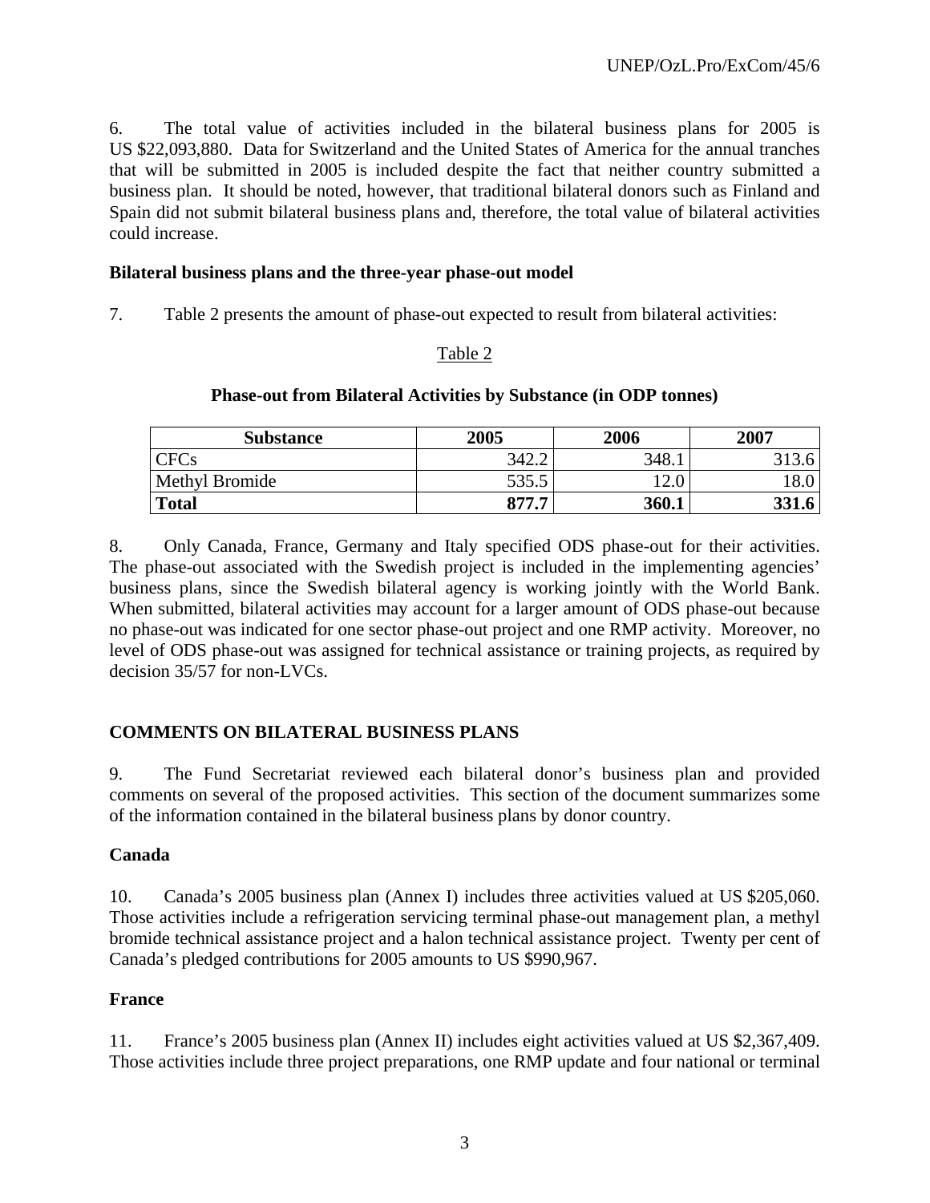6. The total value of activities included in the bilateral business plans for 2005 is US $22,093,880. Data for Switzerland and the United States of America for the annual tranches that will be submitted in 2005 is included despite the fact that neither country submitted a business plan. It should be noted, however, that traditional bilateral donors such as Finland and Spain did not submit bilateral business plans and, therefore, the total value of bilateral activities could increase.

**Bilateral business plans and the three-year phase-out model**

7. Table 2 presents the amount of phase-out expected to result from bilateral activities:

Table 2

**Phase-out from Bilateral Activities by Substance (in ODP tonnes)**

| Substance | 2005 | 2006 | 2007 |
|---|---|---|---|
| CFCs | 342.2 | 348.1 | 313.6 |
| Methyl Bromide | 535.5 | 12.0 | 18.0 |
| **Total** | **877.7** | **360.1** | **331.6** |

8. Only Canada, France, Germany and Italy specified ODS phase-out for their activities. The phase-out associated with the Swedish project is included in the implementing agencies' business plans, since the Swedish bilateral agency is working jointly with the World Bank. When submitted, bilateral activities may account for a larger amount of ODS phase-out because no phase-out was indicated for one sector phase-out project and one RMP activity. Moreover, no level of ODS phase-out was assigned for technical assistance or training projects, as required by decision 35/57 for non-LVCs.

## COMMENTS ON BILATERAL BUSINESS PLANS

9. The Fund Secretariat reviewed each bilateral donor's business plan and provided comments on several of the proposed activities. This section of the document summarizes some of the information contained in the bilateral business plans by donor country.

### Canada

10. Canada's 2005 business plan (Annex I) includes three activities valued at US $205,060. Those activities include a refrigeration servicing terminal phase-out management plan, a methyl bromide technical assistance project and a halon technical assistance project. Twenty per cent of Canada's pledged contributions for 2005 amounts to US $990,967.

### France

11. France's 2005 business plan (Annex II) includes eight activities valued at US $2,367,409. Those activities include three project preparations, one RMP update and four national or terminal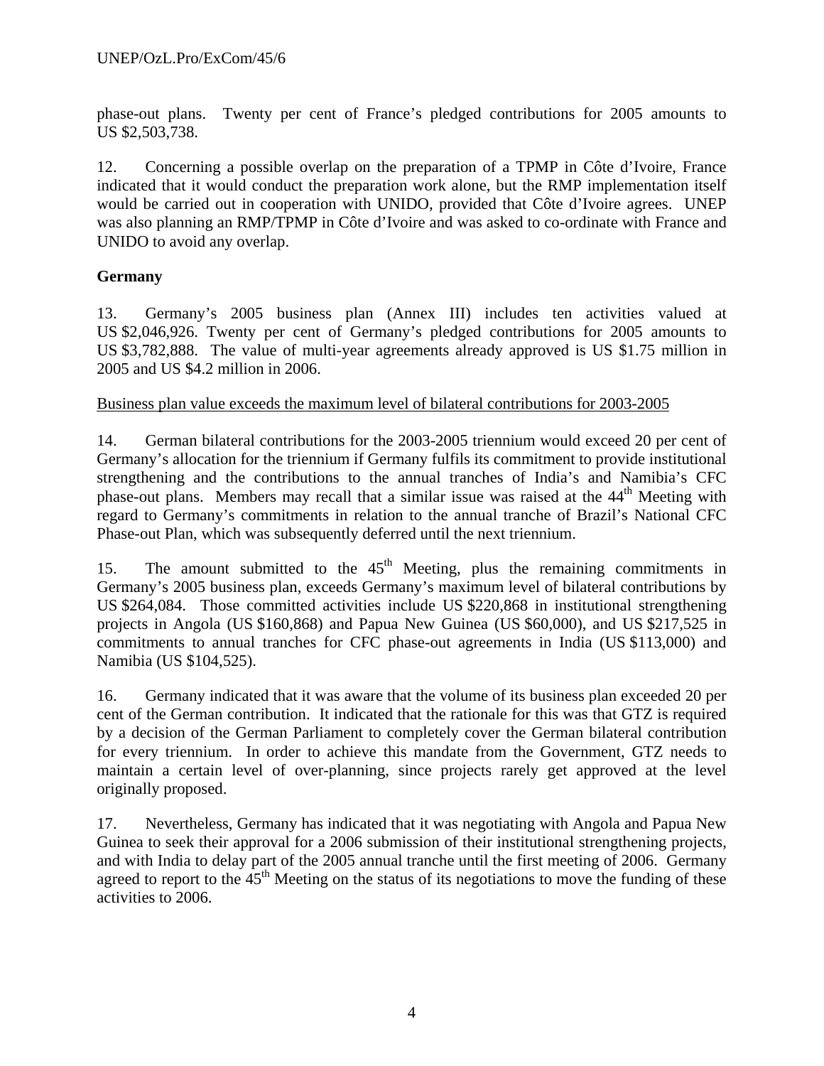phase-out plans. Twenty per cent of France's pledged contributions for 2005 amounts to US $2,503,738.

12. Concerning a possible overlap on the preparation of a TPMP in Côte d'Ivoire, France indicated that it would conduct the preparation work alone, but the RMP implementation itself would be carried out in cooperation with UNIDO, provided that Côte d'Ivoire agrees. UNEP was also planning an RMP/TPMP in Côte d'Ivoire and was asked to co-ordinate with France and UNIDO to avoid any overlap.

**Germany**

13. Germany's 2005 business plan (Annex III) includes ten activities valued at US $2,046,926. Twenty per cent of Germany's pledged contributions for 2005 amounts to US $3,782,888. The value of multi-year agreements already approved is US $1.75 million in 2005 and US $4.2 million in 2006.

Business plan value exceeds the maximum level of bilateral contributions for 2003-2005

14. German bilateral contributions for the 2003-2005 triennium would exceed 20 per cent of Germany's allocation for the triennium if Germany fulfils its commitment to provide institutional strengthening and the contributions to the annual tranches of India's and Namibia's CFC phase-out plans. Members may recall that a similar issue was raised at the 44th Meeting with regard to Germany's commitments in relation to the annual tranche of Brazil's National CFC Phase-out Plan, which was subsequently deferred until the next triennium.

15. The amount submitted to the 45th Meeting, plus the remaining commitments in Germany's 2005 business plan, exceeds Germany's maximum level of bilateral contributions by US $264,084. Those committed activities include US $220,868 in institutional strengthening projects in Angola (US $160,868) and Papua New Guinea (US $60,000), and US $217,525 in commitments to annual tranches for CFC phase-out agreements in India (US $113,000) and Namibia (US $104,525).

16. Germany indicated that it was aware that the volume of its business plan exceeded 20 per cent of the German contribution. It indicated that the rationale for this was that GTZ is required by a decision of the German Parliament to completely cover the German bilateral contribution for every triennium. In order to achieve this mandate from the Government, GTZ needs to maintain a certain level of over-planning, since projects rarely get approved at the level originally proposed.

17. Nevertheless, Germany has indicated that it was negotiating with Angola and Papua New Guinea to seek their approval for a 2006 submission of their institutional strengthening projects, and with India to delay part of the 2005 annual tranche until the first meeting of 2006. Germany agreed to report to the 45th Meeting on the status of its negotiations to move the funding of these activities to 2006.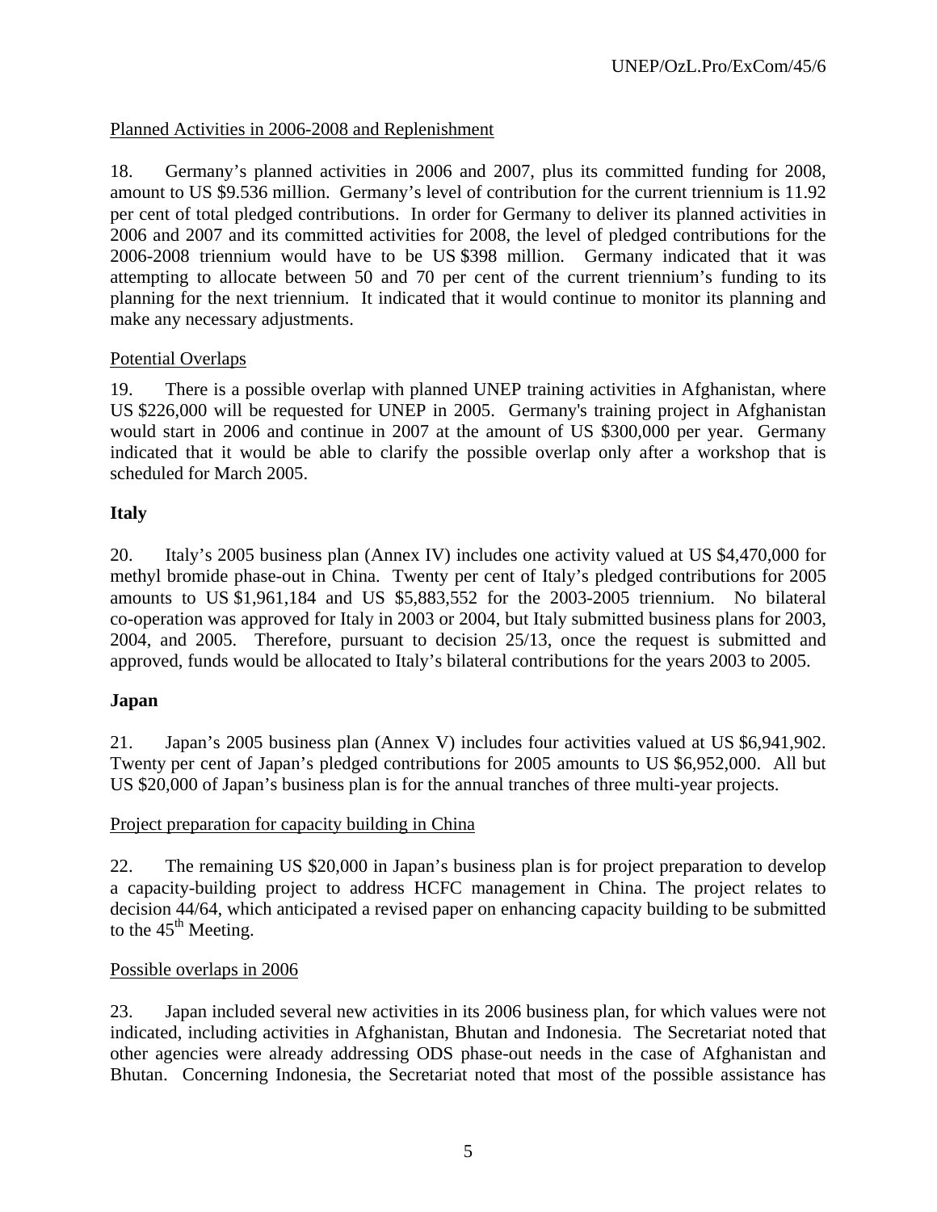Planned Activities in 2006-2008 and Replenishment

18. Germany's planned activities in 2006 and 2007, plus its committed funding for 2008, amount to US $9.536 million. Germany's level of contribution for the current triennium is 11.92 per cent of total pledged contributions. In order for Germany to deliver its planned activities in 2006 and 2007 and its committed activities for 2008, the level of pledged contributions for the 2006-2008 triennium would have to be US $398 million. Germany indicated that it was attempting to allocate between 50 and 70 per cent of the current triennium's funding to its planning for the next triennium. It indicated that it would continue to monitor its planning and make any necessary adjustments.

Potential Overlaps

19. There is a possible overlap with planned UNEP training activities in Afghanistan, where US $226,000 will be requested for UNEP in 2005. Germany's training project in Afghanistan would start in 2006 and continue in 2007 at the amount of US $300,000 per year. Germany indicated that it would be able to clarify the possible overlap only after a workshop that is scheduled for March 2005.

**Italy**

20. Italy's 2005 business plan (Annex IV) includes one activity valued at US $4,470,000 for methyl bromide phase-out in China. Twenty per cent of Italy's pledged contributions for 2005 amounts to US $1,961,184 and US $5,883,552 for the 2003-2005 triennium. No bilateral co-operation was approved for Italy in 2003 or 2004, but Italy submitted business plans for 2003, 2004, and 2005. Therefore, pursuant to decision 25/13, once the request is submitted and approved, funds would be allocated to Italy's bilateral contributions for the years 2003 to 2005.

**Japan**

21. Japan's 2005 business plan (Annex V) includes four activities valued at US $6,941,902. Twenty per cent of Japan's pledged contributions for 2005 amounts to US $6,952,000. All but US $20,000 of Japan's business plan is for the annual tranches of three multi-year projects.

Project preparation for capacity building in China

22. The remaining US $20,000 in Japan's business plan is for project preparation to develop a capacity-building project to address HCFC management in China. The project relates to decision 44/64, which anticipated a revised paper on enhancing capacity building to be submitted to the 45th Meeting.

Possible overlaps in 2006

23. Japan included several new activities in its 2006 business plan, for which values were not indicated, including activities in Afghanistan, Bhutan and Indonesia. The Secretariat noted that other agencies were already addressing ODS phase-out needs in the case of Afghanistan and Bhutan. Concerning Indonesia, the Secretariat noted that most of the possible assistance has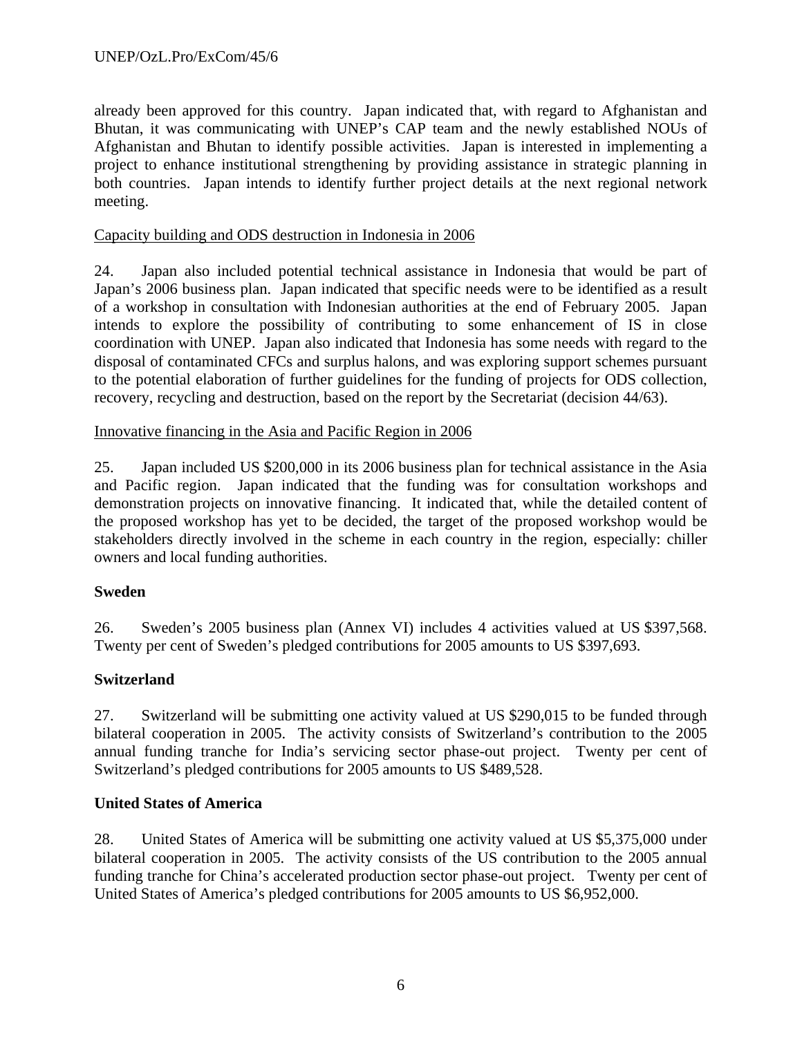already been approved for this country. Japan indicated that, with regard to Afghanistan and Bhutan, it was communicating with UNEP's CAP team and the newly established NOUs of Afghanistan and Bhutan to identify possible activities. Japan is interested in implementing a project to enhance institutional strengthening by providing assistance in strategic planning in both countries. Japan intends to identify further project details at the next regional network meeting.

Capacity building and ODS destruction in Indonesia in 2006

24. Japan also included potential technical assistance in Indonesia that would be part of Japan's 2006 business plan. Japan indicated that specific needs were to be identified as a result of a workshop in consultation with Indonesian authorities at the end of February 2005. Japan intends to explore the possibility of contributing to some enhancement of IS in close coordination with UNEP. Japan also indicated that Indonesia has some needs with regard to the disposal of contaminated CFCs and surplus halons, and was exploring support schemes pursuant to the potential elaboration of further guidelines for the funding of projects for ODS collection, recovery, recycling and destruction, based on the report by the Secretariat (decision 44/63).

Innovative financing in the Asia and Pacific Region in 2006

25. Japan included US $200,000 in its 2006 business plan for technical assistance in the Asia and Pacific region. Japan indicated that the funding was for consultation workshops and demonstration projects on innovative financing. It indicated that, while the detailed content of the proposed workshop has yet to be decided, the target of the proposed workshop would be stakeholders directly involved in the scheme in each country in the region, especially: chiller owners and local funding authorities.

**Sweden**

26. Sweden's 2005 business plan (Annex VI) includes 4 activities valued at US $397,568. Twenty per cent of Sweden's pledged contributions for 2005 amounts to US $397,693.

**Switzerland**

27. Switzerland will be submitting one activity valued at US $290,015 to be funded through bilateral cooperation in 2005. The activity consists of Switzerland's contribution to the 2005 annual funding tranche for India's servicing sector phase-out project. Twenty per cent of Switzerland's pledged contributions for 2005 amounts to US $489,528.

**United States of America**

28. United States of America will be submitting one activity valued at US $5,375,000 under bilateral cooperation in 2005. The activity consists of the US contribution to the 2005 annual funding tranche for China's accelerated production sector phase-out project. Twenty per cent of United States of America's pledged contributions for 2005 amounts to US $6,952,000.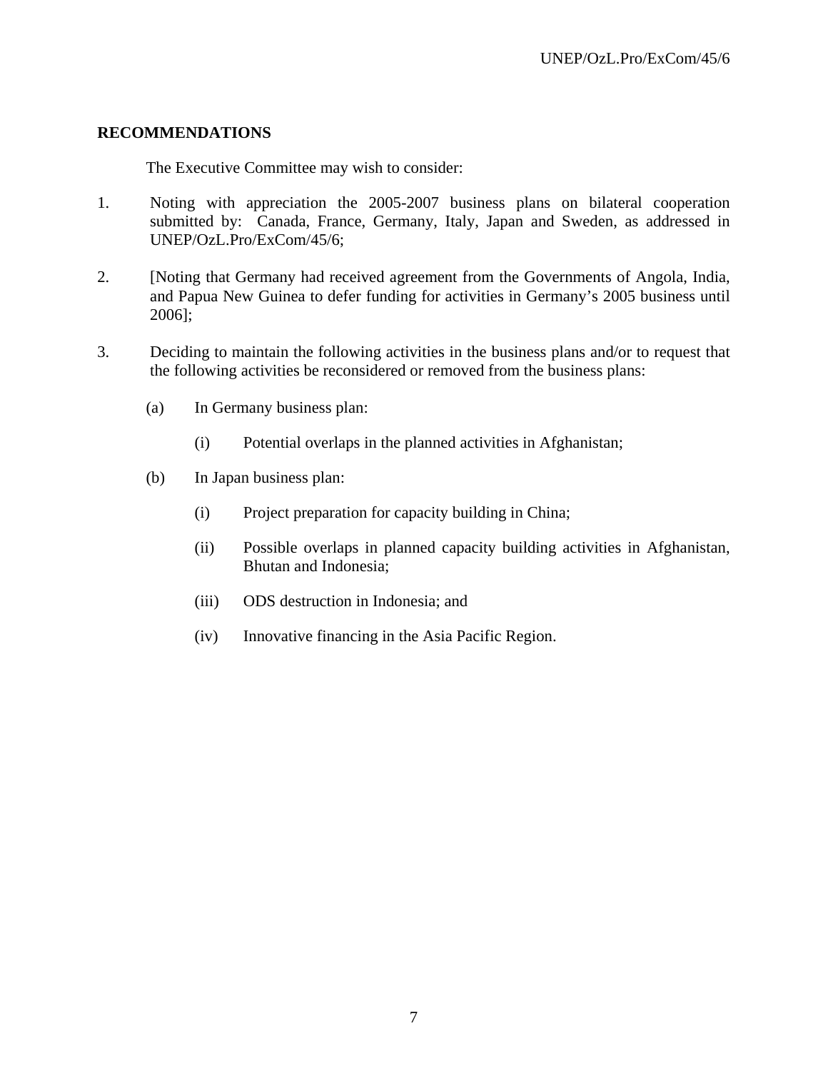## RECOMMENDATIONS

The Executive Committee may wish to consider:

1. Noting with appreciation the 2005-2007 business plans on bilateral cooperation submitted by: Canada, France, Germany, Italy, Japan and Sweden, as addressed in UNEP/OzL.Pro/ExCom/45/6;

2. [Noting that Germany had received agreement from the Governments of Angola, India, and Papua New Guinea to defer funding for activities in Germany's 2005 business until 2006];

3. Deciding to maintain the following activities in the business plans and/or to request that the following activities be reconsidered or removed from the business plans:

   (a) In Germany business plan:

      (i) Potential overlaps in the planned activities in Afghanistan;

   (b) In Japan business plan:

      (i) Project preparation for capacity building in China;

      (ii) Possible overlaps in planned capacity building activities in Afghanistan, Bhutan and Indonesia;

      (iii) ODS destruction in Indonesia; and

      (iv) Innovative financing in the Asia Pacific Region.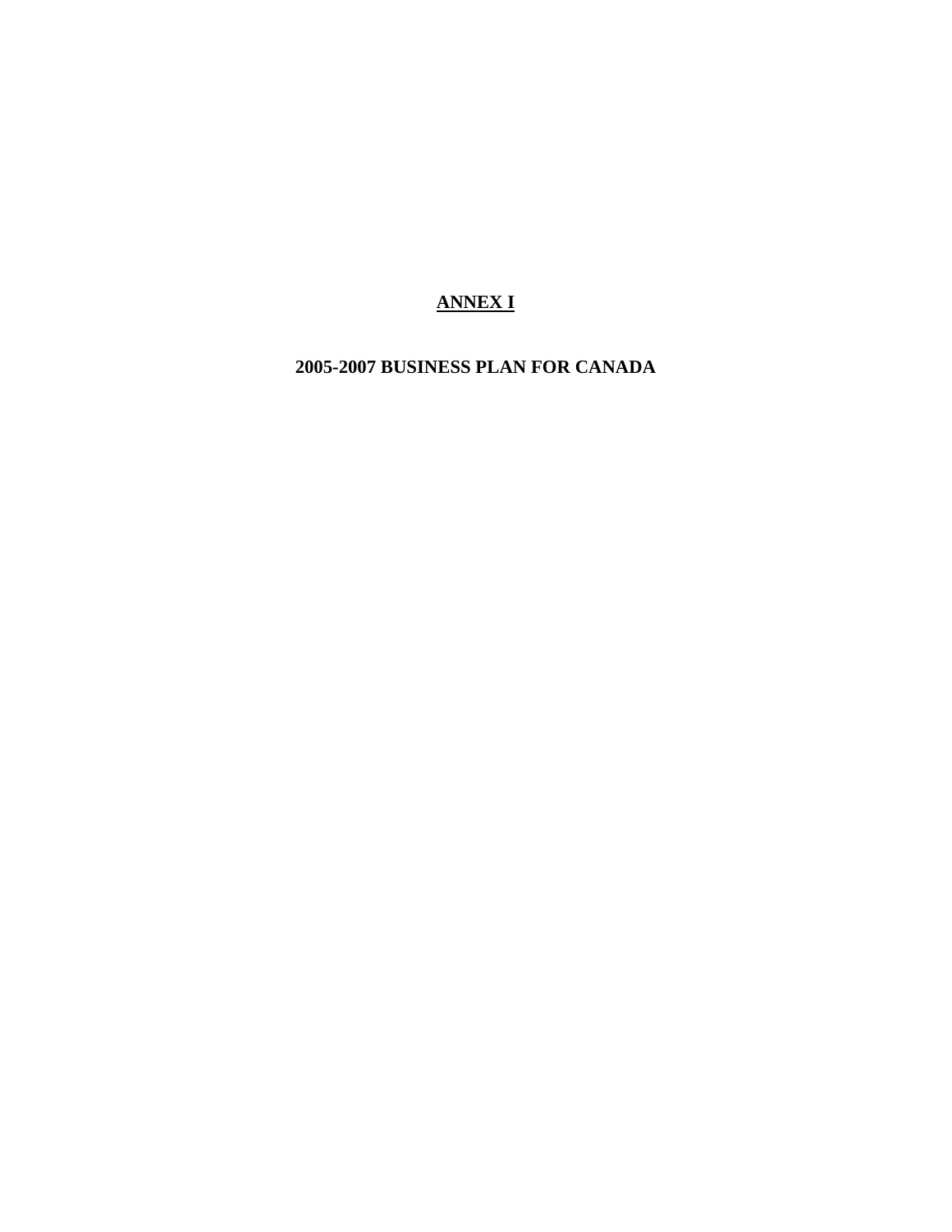# <u>ANNEX I</u>

## 2005-2007 BUSINESS PLAN FOR CANADA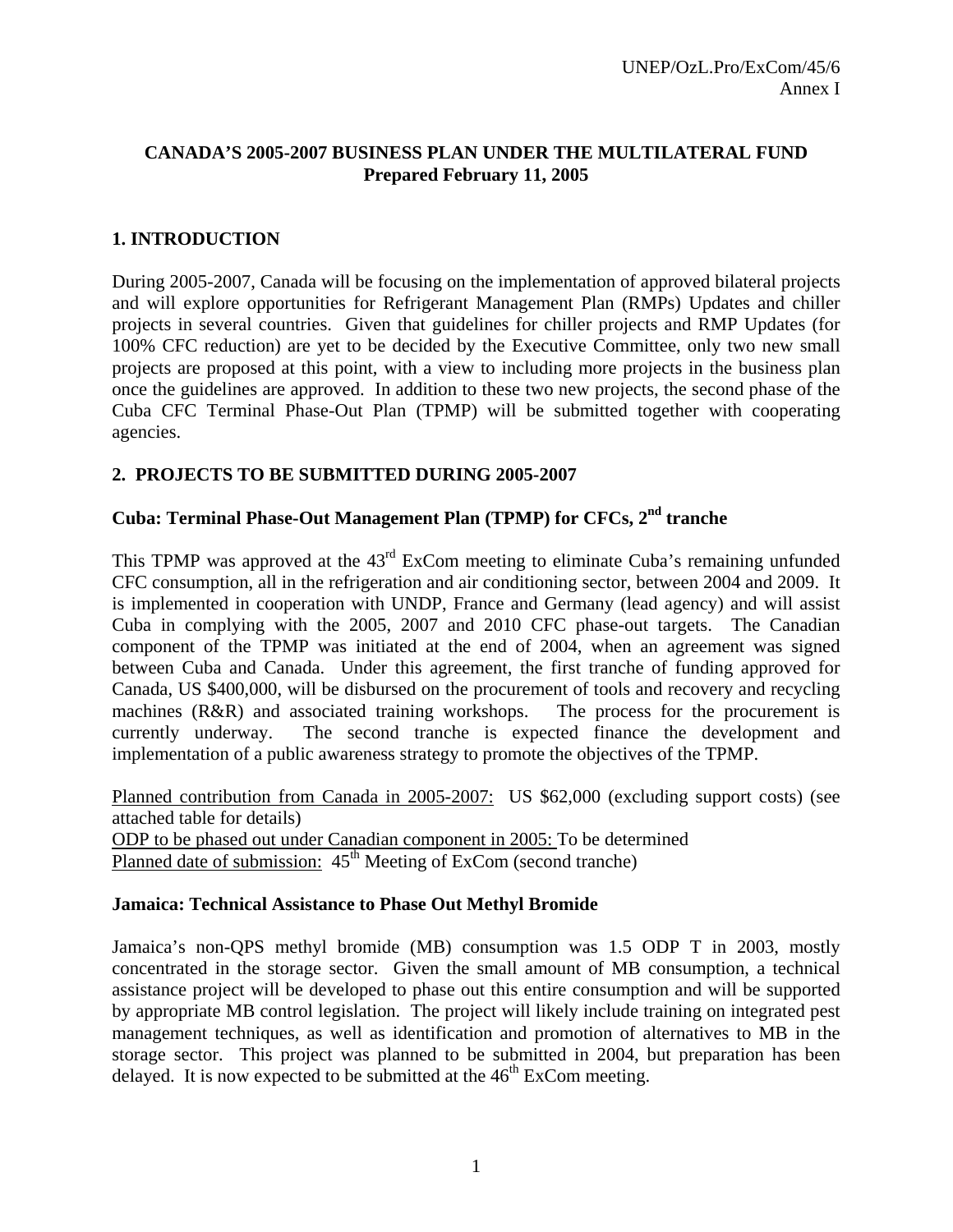# CANADA'S 2005-2007 BUSINESS PLAN UNDER THE MULTILATERAL FUND
**Prepared February 11, 2005**

## 1. INTRODUCTION

During 2005-2007, Canada will be focusing on the implementation of approved bilateral projects and will explore opportunities for Refrigerant Management Plan (RMPs) Updates and chiller projects in several countries. Given that guidelines for chiller projects and RMP Updates (for 100% CFC reduction) are yet to be decided by the Executive Committee, only two new small projects are proposed at this point, with a view to including more projects in the business plan once the guidelines are approved. In addition to these two new projects, the second phase of the Cuba CFC Terminal Phase-Out Plan (TPMP) will be submitted together with cooperating agencies.

## 2. PROJECTS TO BE SUBMITTED DURING 2005-2007

### Cuba: Terminal Phase-Out Management Plan (TPMP) for CFCs, 2nd tranche

This TPMP was approved at the 43rd ExCom meeting to eliminate Cuba's remaining unfunded CFC consumption, all in the refrigeration and air conditioning sector, between 2004 and 2009. It is implemented in cooperation with UNDP, France and Germany (lead agency) and will assist Cuba in complying with the 2005, 2007 and 2010 CFC phase-out targets. The Canadian component of the TPMP was initiated at the end of 2004, when an agreement was signed between Cuba and Canada. Under this agreement, the first tranche of funding approved for Canada, US $400,000, will be disbursed on the procurement of tools and recovery and recycling machines (R&R) and associated training workshops. The process for the procurement is currently underway. The second tranche is expected finance the development and implementation of a public awareness strategy to promote the objectives of the TPMP.

Planned contribution from Canada in 2005-2007: US $62,000 (excluding support costs) (see attached table for details)
ODP to be phased out under Canadian component in 2005: To be determined
Planned date of submission: 45th Meeting of ExCom (second tranche)

### Jamaica: Technical Assistance to Phase Out Methyl Bromide

Jamaica's non-QPS methyl bromide (MB) consumption was 1.5 ODP T in 2003, mostly concentrated in the storage sector. Given the small amount of MB consumption, a technical assistance project will be developed to phase out this entire consumption and will be supported by appropriate MB control legislation. The project will likely include training on integrated pest management techniques, as well as identification and promotion of alternatives to MB in the storage sector. This project was planned to be submitted in 2004, but preparation has been delayed. It is now expected to be submitted at the 46th ExCom meeting.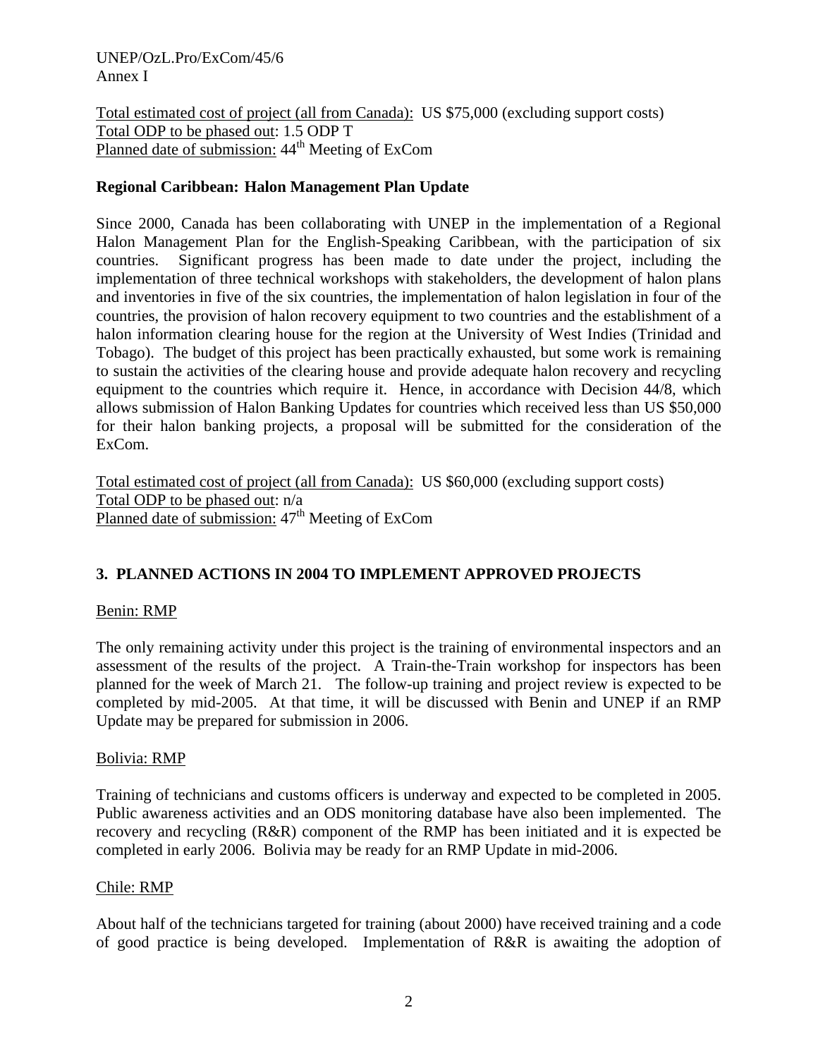Total estimated cost of project (all from Canada): US $75,000 (excluding support costs)
Total ODP to be phased out: 1.5 ODP T
Planned date of submission: 44th Meeting of ExCom

**Regional Caribbean: Halon Management Plan Update**

Since 2000, Canada has been collaborating with UNEP in the implementation of a Regional Halon Management Plan for the English-Speaking Caribbean, with the participation of six countries. Significant progress has been made to date under the project, including the implementation of three technical workshops with stakeholders, the development of halon plans and inventories in five of the six countries, the implementation of halon legislation in four of the countries, the provision of halon recovery equipment to two countries and the establishment of a halon information clearing house for the region at the University of West Indies (Trinidad and Tobago). The budget of this project has been practically exhausted, but some work is remaining to sustain the activities of the clearing house and provide adequate halon recovery and recycling equipment to the countries which require it. Hence, in accordance with Decision 44/8, which allows submission of Halon Banking Updates for countries which received less than US $50,000 for their halon banking projects, a proposal will be submitted for the consideration of the ExCom.

Total estimated cost of project (all from Canada): US $60,000 (excluding support costs)
Total ODP to be phased out: n/a
Planned date of submission: 47th Meeting of ExCom

## 3. PLANNED ACTIONS IN 2004 TO IMPLEMENT APPROVED PROJECTS

Benin: RMP

The only remaining activity under this project is the training of environmental inspectors and an assessment of the results of the project. A Train-the-Train workshop for inspectors has been planned for the week of March 21. The follow-up training and project review is expected to be completed by mid-2005. At that time, it will be discussed with Benin and UNEP if an RMP Update may be prepared for submission in 2006.

Bolivia: RMP

Training of technicians and customs officers is underway and expected to be completed in 2005. Public awareness activities and an ODS monitoring database have also been implemented. The recovery and recycling (R&R) component of the RMP has been initiated and it is expected be completed in early 2006. Bolivia may be ready for an RMP Update in mid-2006.

Chile: RMP

About half of the technicians targeted for training (about 2000) have received training and a code of good practice is being developed. Implementation of R&R is awaiting the adoption of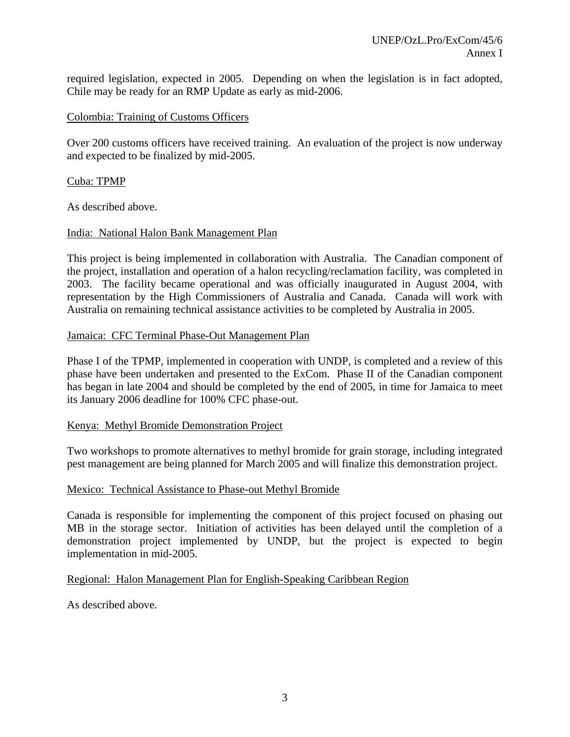required legislation, expected in 2005. Depending on when the legislation is in fact adopted, Chile may be ready for an RMP Update as early as mid-2006.

<u>Colombia: Training of Customs Officers</u>

Over 200 customs officers have received training. An evaluation of the project is now underway and expected to be finalized by mid-2005.

<u>Cuba: TPMP</u>

As described above.

<u>India: National Halon Bank Management Plan</u>

This project is being implemented in collaboration with Australia. The Canadian component of the project, installation and operation of a halon recycling/reclamation facility, was completed in 2003. The facility became operational and was officially inaugurated in August 2004, with representation by the High Commissioners of Australia and Canada. Canada will work with Australia on remaining technical assistance activities to be completed by Australia in 2005.

<u>Jamaica: CFC Terminal Phase-Out Management Plan</u>

Phase I of the TPMP, implemented in cooperation with UNDP, is completed and a review of this phase have been undertaken and presented to the ExCom. Phase II of the Canadian component has began in late 2004 and should be completed by the end of 2005, in time for Jamaica to meet its January 2006 deadline for 100% CFC phase-out.

<u>Kenya: Methyl Bromide Demonstration Project</u>

Two workshops to promote alternatives to methyl bromide for grain storage, including integrated pest management are being planned for March 2005 and will finalize this demonstration project.

<u>Mexico: Technical Assistance to Phase-out Methyl Bromide</u>

Canada is responsible for implementing the component of this project focused on phasing out MB in the storage sector. Initiation of activities has been delayed until the completion of a demonstration project implemented by UNDP, but the project is expected to begin implementation in mid-2005.

<u>Regional: Halon Management Plan for English-Speaking Caribbean Region</u>

As described above.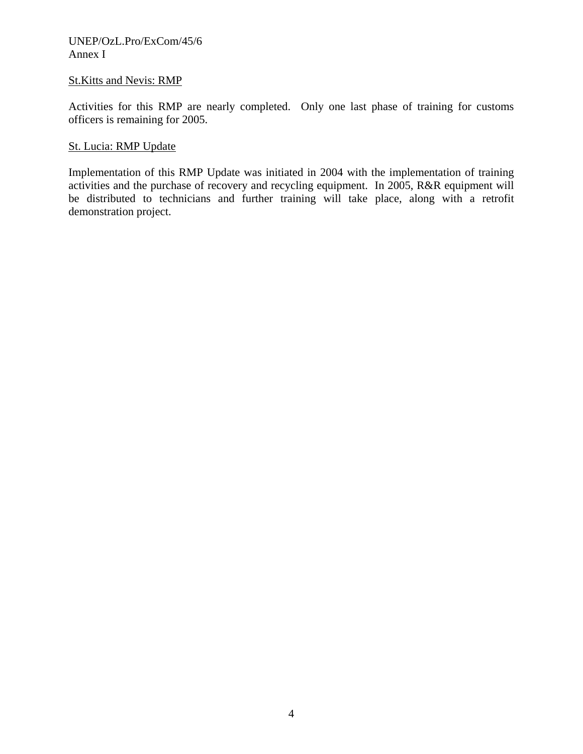St.Kitts and Nevis: RMP

Activities for this RMP are nearly completed. Only one last phase of training for customs officers is remaining for 2005.

St. Lucia: RMP Update

Implementation of this RMP Update was initiated in 2004 with the implementation of training activities and the purchase of recovery and recycling equipment. In 2005, R&R equipment will be distributed to technicians and further training will take place, along with a retrofit demonstration project.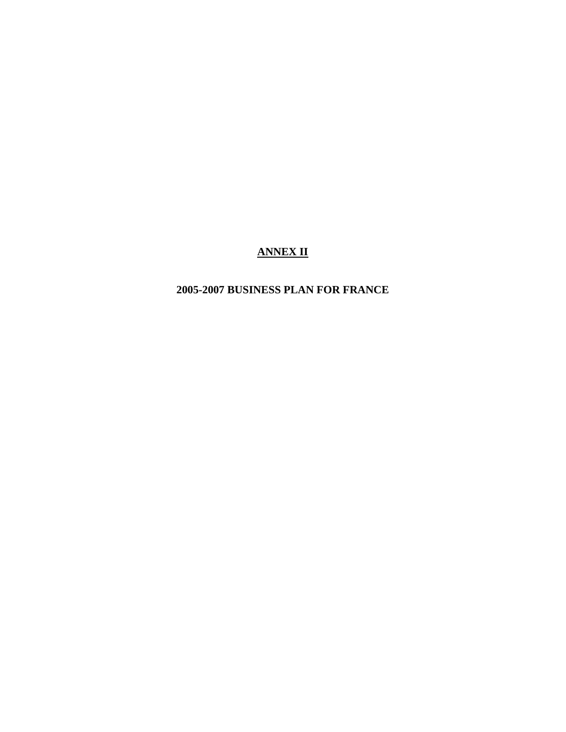# ANNEX II

## 2005-2007 BUSINESS PLAN FOR FRANCE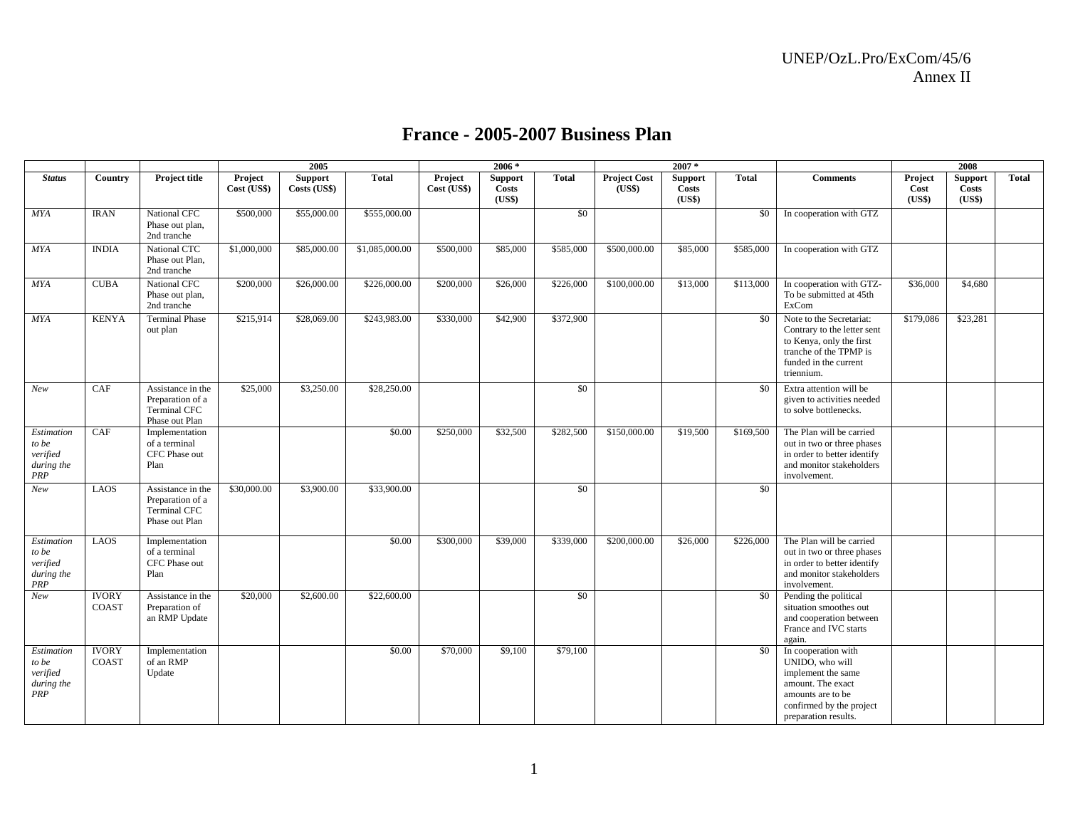UNEP/OzL.Pro/ExCom/45/6
Annex II

# France - 2005-2007 Business Plan

| | | | 2005 | | | 2006 * | | | 2007 * | | | | 2008 | | |
|---|---|---|---|---|---|---|---|---|---|---|---|---|---|---|---|
| ***Status*** | **Country** | **Project title** | **Project Cost (US$)** | **Support Costs (US$)** | **Total** | **Project Cost (US$)** | **Support Costs (US$)** | **Total** | **Project Cost (US$)** | **Support Costs (US$)** | **Total** | **Comments** | **Project Cost (US$)** | **Support Costs (US$)** | **Total** |
| *MYA* | IRAN | National CFC Phase out plan, 2nd tranche | $500,000 | $55,000.00 | $555,000.00 | | | $0 | | | $0 | In cooperation with GTZ | | | |
| *MYA* | INDIA | National CTC Phase out Plan, 2nd tranche | $1,000,000 | $85,000.00 | $1,085,000.00 | $500,000 | $85,000 | $585,000 | $500,000.00 | $85,000 | $585,000 | In cooperation with GTZ | | | |
| *MYA* | CUBA | National CFC Phase out plan, 2nd tranche | $200,000 | $26,000.00 | $226,000.00 | $200,000 | $26,000 | $226,000 | $100,000.00 | $13,000 | $113,000 | In cooperation with GTZ- To be submitted at 45th ExCom | $36,000 | $4,680 | |
| *MYA* | KENYA | Terminal Phase out plan | $215,914 | $28,069.00 | $243,983.00 | $330,000 | $42,900 | $372,900 | | | $0 | Note to the Secretariat: Contrary to the letter sent to Kenya, only the first tranche of the TPMP is funded in the current triennium. | $179,086 | $23,281 | |
| *New* | CAF | Assistance in the Preparation of a Terminal CFC Phase out Plan | $25,000 | $3,250.00 | $28,250.00 | | | $0 | | | $0 | Extra attention will be given to activities needed to solve bottlenecks. | | | |
| *Estimation to be verified during the PRP* | CAF | Implementation of a terminal CFC Phase out Plan | | | $0.00 | $250,000 | $32,500 | $282,500 | $150,000.00 | $19,500 | $169,500 | The Plan will be carried out in two or three phases in order to better identify and monitor stakeholders involvement. | | | |
| *New* | LAOS | Assistance in the Preparation of a Terminal CFC Phase out Plan | $30,000.00 | $3,900.00 | $33,900.00 | | | $0 | | | $0 | | | | |
| *Estimation to be verified during the PRP* | LAOS | Implementation of a terminal CFC Phase out Plan | | | $0.00 | $300,000 | $39,000 | $339,000 | $200,000.00 | $26,000 | $226,000 | The Plan will be carried out in two or three phases in order to better identify and monitor stakeholders involvement. | | | |
| *New* | IVORY COAST | Assistance in the Preparation of an RMP Update | $20,000 | $2,600.00 | $22,600.00 | | | $0 | | | $0 | Pending the political situation smoothes out and cooperation between France and IVC starts again. | | | |
| *Estimation to be verified during the PRP* | IVORY COAST | Implementation of an RMP Update | | | $0.00 | $70,000 | $9,100 | $79,100 | | | $0 | In cooperation with UNIDO, who will implement the same amount. The exact amounts are to be confirmed by the project preparation results. | | | |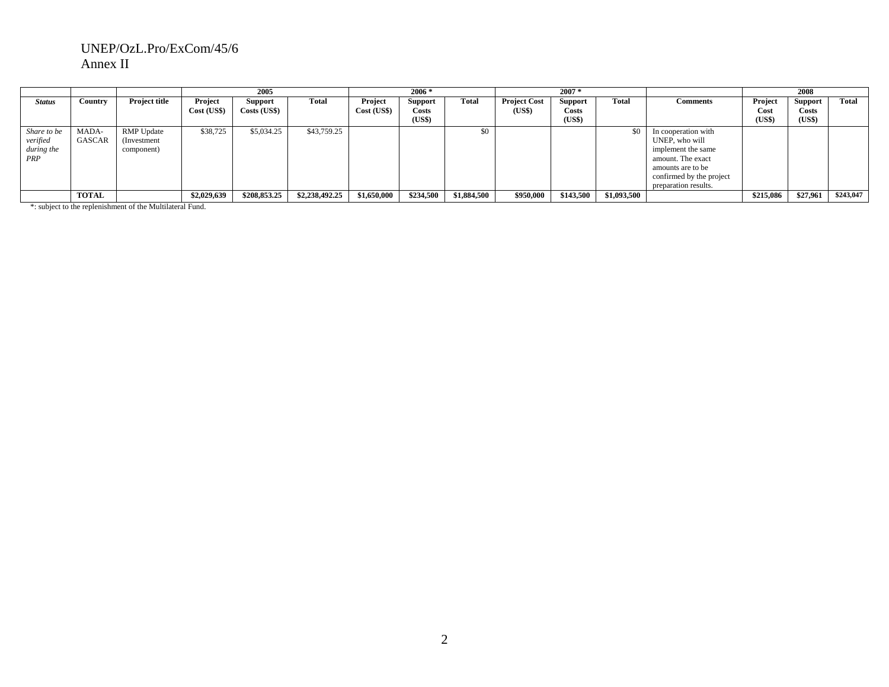UNEP/OzL.Pro/ExCom/45/6
Annex II

| | | | 2005 | | | 2006 * | | | 2007 * | | | | 2008 | | |
|---|---|---|---|---|---|---|---|---|---|---|---|---|---|---|---|
| ***Status*** | **Country** | **Project title** | **Project Cost (US$)** | **Support Costs (US$)** | **Total** | **Project Cost (US$)** | **Support Costs (US$)** | **Total** | **Project Cost (US$)** | **Support Costs (US$)** | **Total** | **Comments** | **Project Cost (US$)** | **Support Costs (US$)** | **Total** |
| *Share to be verified during the PRP* | MADA-GASCAR | RMP Update (Investment component) | $38,725 | $5,034.25 | $43,759.25 | | | $0 | | | $0 | In cooperation with UNEP, who will implement the same amount. The exact amounts are to be confirmed by the project preparation results. | | | |
| | **TOTAL** | | **$2,029,639** | **$208,853.25** | **$2,238,492.25** | **$1,650,000** | **$234,500** | **$1,884,500** | **$950,000** | **$143,500** | **$1,093,500** | | **$215,086** | **$27,961** | **$243,047** |

*: subject to the replenishment of the Multilateral Fund.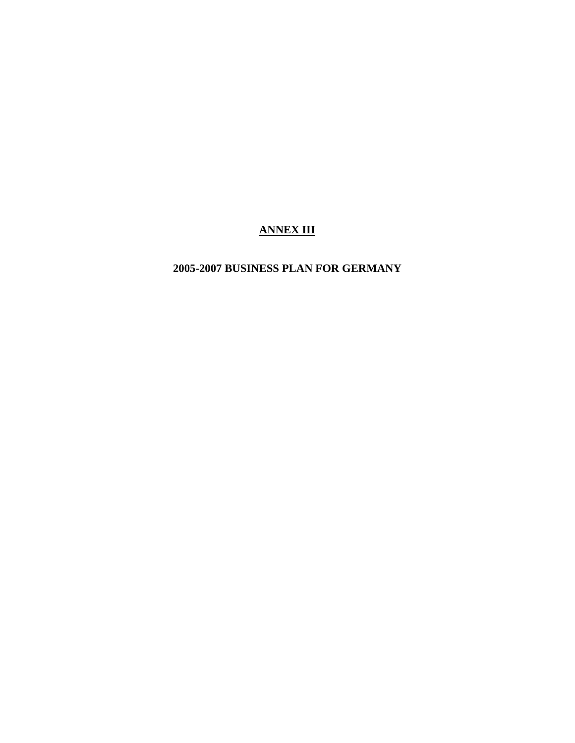# ANNEX III

## 2005-2007 BUSINESS PLAN FOR GERMANY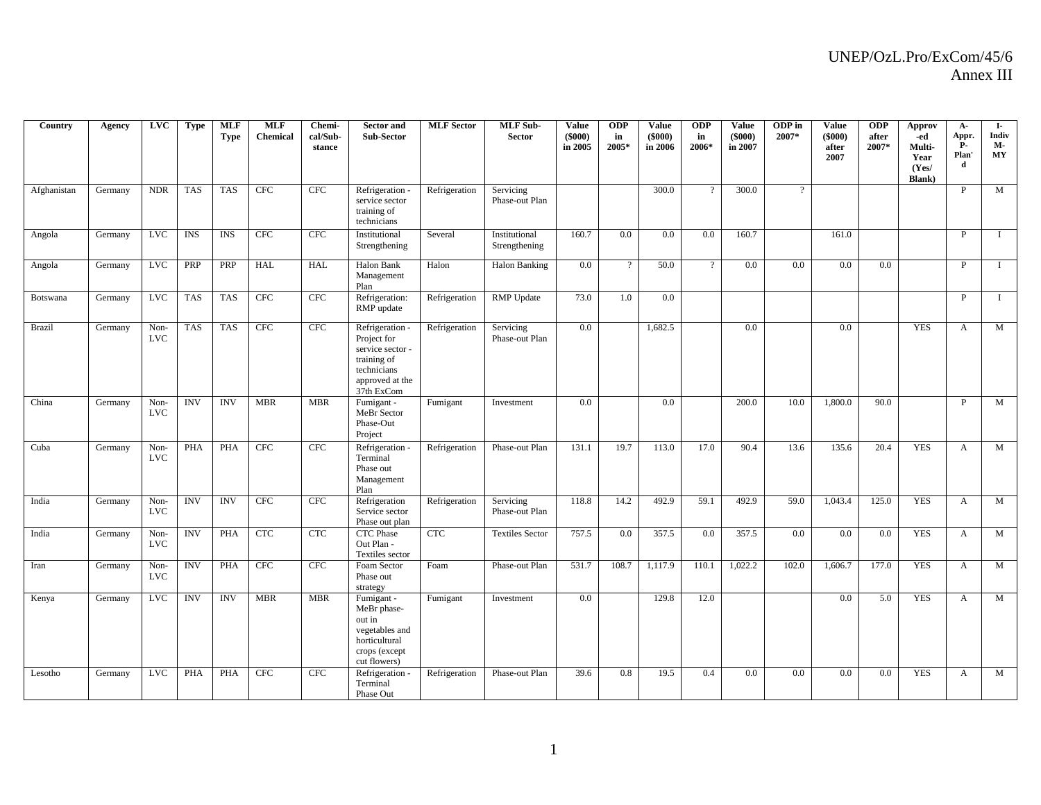| Country | Agency | LVC | Type | MLF Type | MLF Chemical | Chemi-cal/Sub-stance | Sector and Sub-Sector | MLF Sector | MLF Sub-Sector | Value ($000) in 2005 | ODP in 2005* | Value ($000) in 2006 | ODP in 2006* | Value ($000) in 2007 | ODP in 2007* | Value ($000) after 2007 | ODP after 2007* | Approv-ed Multi-Year (Yes/ Blank) | A-Appr. P-Plan'd | I-Indiv M-MY |
|---|---|---|---|---|---|---|---|---|---|---|---|---|---|---|---|---|---|---|---|---|
| Afghanistan | Germany | NDR | TAS | TAS | CFC | CFC | Refrigeration - service sector training of technicians | Refrigeration | Servicing Phase-out Plan | | | 300.0 | ? | 300.0 | ? | | | | P | M |
| Angola | Germany | LVC | INS | INS | CFC | CFC | Institutional Strengthening | Several | Institutional Strengthening | 160.7 | 0.0 | 0.0 | 0.0 | 160.7 | | 161.0 | | | P | I |
| Angola | Germany | LVC | PRP | PRP | HAL | HAL | Halon Bank Management Plan | Halon | Halon Banking | 0.0 | ? | 50.0 | ? | 0.0 | 0.0 | 0.0 | 0.0 | | P | I |
| Botswana | Germany | LVC | TAS | TAS | CFC | CFC | Refrigeration: RMP update | Refrigeration | RMP Update | 73.0 | 1.0 | 0.0 | | | | | | | P | I |
| Brazil | Germany | Non-LVC | TAS | TAS | CFC | CFC | Refrigeration - Project for service sector - training of technicians approved at the 37th ExCom | Refrigeration | Servicing Phase-out Plan | 0.0 | | 1,682.5 | | 0.0 | | 0.0 | | YES | A | M |
| China | Germany | Non-LVC | INV | INV | MBR | MBR | Fumigant - MeBr Sector Phase-Out Project | Fumigant | Investment | 0.0 | | 0.0 | | 200.0 | 10.0 | 1,800.0 | 90.0 | | P | M |
| Cuba | Germany | Non-LVC | PHA | PHA | CFC | CFC | Refrigeration - Terminal Phase out Management Plan | Refrigeration | Phase-out Plan | 131.1 | 19.7 | 113.0 | 17.0 | 90.4 | 13.6 | 135.6 | 20.4 | YES | A | M |
| India | Germany | Non-LVC | INV | INV | CFC | CFC | Refrigeration Service sector Phase out plan | Refrigeration | Servicing Phase-out Plan | 118.8 | 14.2 | 492.9 | 59.1 | 492.9 | 59.0 | 1,043.4 | 125.0 | YES | A | M |
| India | Germany | Non-LVC | INV | PHA | CTC | CTC | CTC Phase Out Plan - Textiles sector | CTC | Textiles Sector | 757.5 | 0.0 | 357.5 | 0.0 | 357.5 | 0.0 | 0.0 | 0.0 | YES | A | M |
| Iran | Germany | Non-LVC | INV | PHA | CFC | CFC | Foam Sector Phase out strategy | Foam | Phase-out Plan | 531.7 | 108.7 | 1,117.9 | 110.1 | 1,022.2 | 102.0 | 1,606.7 | 177.0 | YES | A | M |
| Kenya | Germany | LVC | INV | INV | MBR | MBR | Fumigant - MeBr phase-out in vegetables and horticultural crops (except cut flowers) | Fumigant | Investment | 0.0 | | 129.8 | 12.0 | | | 0.0 | 5.0 | YES | A | M |
| Lesotho | Germany | LVC | PHA | PHA | CFC | CFC | Refrigeration - Terminal Phase Out | Refrigeration | Phase-out Plan | 39.6 | 0.8 | 19.5 | 0.4 | 0.0 | 0.0 | 0.0 | 0.0 | YES | A | M |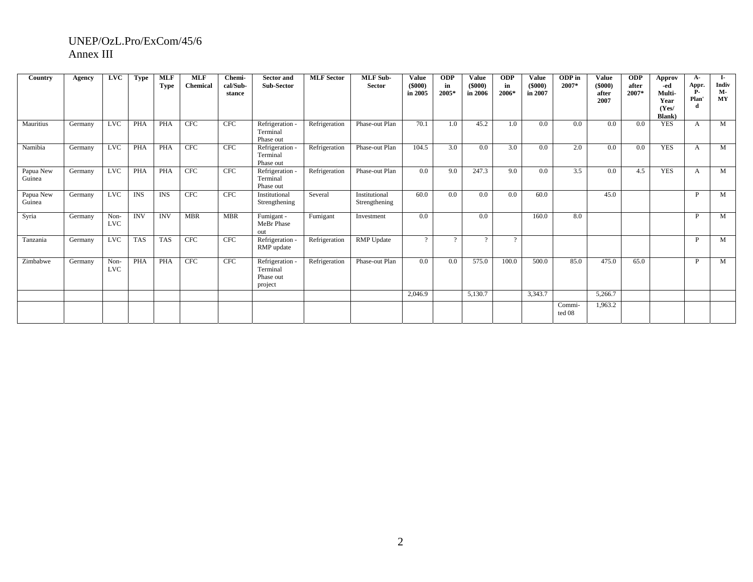UNEP/OzL.Pro/ExCom/45/6
Annex III

| Country | Agency | LVC | Type | MLF Type | MLF Chemical | Chemi-cal/Sub-stance | Sector and Sub-Sector | MLF Sector | MLF Sub-Sector | Value ($000) in 2005 | ODP in 2005* | Value ($000) in 2006 | ODP in 2006* | Value ($000) in 2007 | ODP in 2007* | Value ($000) after 2007 | ODP after 2007* | Approv-ed Multi-Year (Yes/ Blank) | A-Appr. P-Plan'd | I-Indiv M-MY |
|---|---|---|---|---|---|---|---|---|---|---|---|---|---|---|---|---|---|---|---|---|
| Mauritius | Germany | LVC | PHA | PHA | CFC | CFC | Refrigeration - Terminal Phase out | Refrigeration | Phase-out Plan | 70.1 | 1.0 | 45.2 | 1.0 | 0.0 | 0.0 | 0.0 | 0.0 | YES | A | M |
| Namibia | Germany | LVC | PHA | PHA | CFC | CFC | Refrigeration - Terminal Phase out | Refrigeration | Phase-out Plan | 104.5 | 3.0 | 0.0 | 3.0 | 0.0 | 2.0 | 0.0 | 0.0 | YES | A | M |
| Papua New Guinea | Germany | LVC | PHA | PHA | CFC | CFC | Refrigeration - Terminal Phase out | Refrigeration | Phase-out Plan | 0.0 | 9.0 | 247.3 | 9.0 | 0.0 | 3.5 | 0.0 | 4.5 | YES | A | M |
| Papua New Guinea | Germany | LVC | INS | INS | CFC | CFC | Institutional Strengthening | Several | Institutional Strengthening | 60.0 | 0.0 | 0.0 | 0.0 | 60.0 | | 45.0 | | | P | M |
| Syria | Germany | Non-LVC | INV | INV | MBR | MBR | Fumigant - MeBr Phase out | Fumigant | Investment | 0.0 | | 0.0 | | 160.0 | 8.0 | | | | P | M |
| Tanzania | Germany | LVC | TAS | TAS | CFC | CFC | Refrigeration - RMP update | Refrigeration | RMP Update | ? | ? | ? | ? | | | | | | P | M |
| Zimbabwe | Germany | Non-LVC | PHA | PHA | CFC | CFC | Refrigeration - Terminal Phase out project | Refrigeration | Phase-out Plan | 0.0 | 0.0 | 575.0 | 100.0 | 500.0 | 85.0 | 475.0 | 65.0 | | P | M |
| | | | | | | | | | | 2,046.9 | | 5,130.7 | | 3,343.7 | | 5,266.7 | | | | |
| | | | | | | | | | | | | | | | Commi-ted 08 | 1,963.2 | | | | |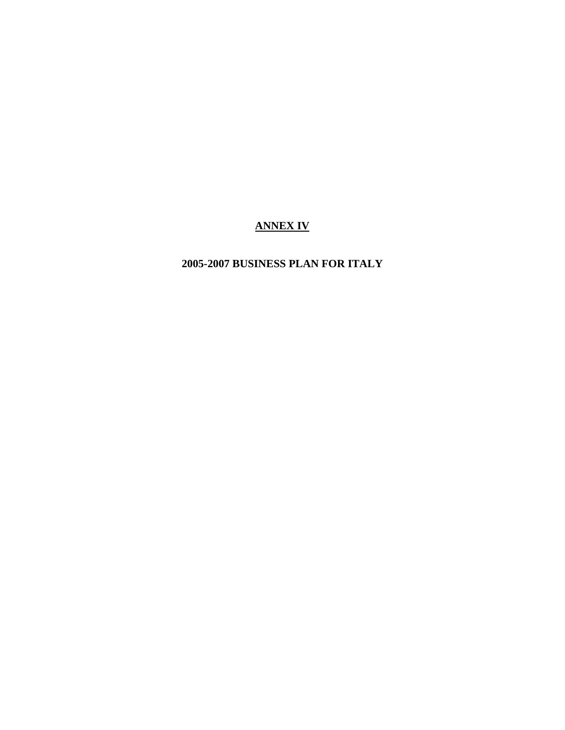# ANNEX IV

## 2005-2007 BUSINESS PLAN FOR ITALY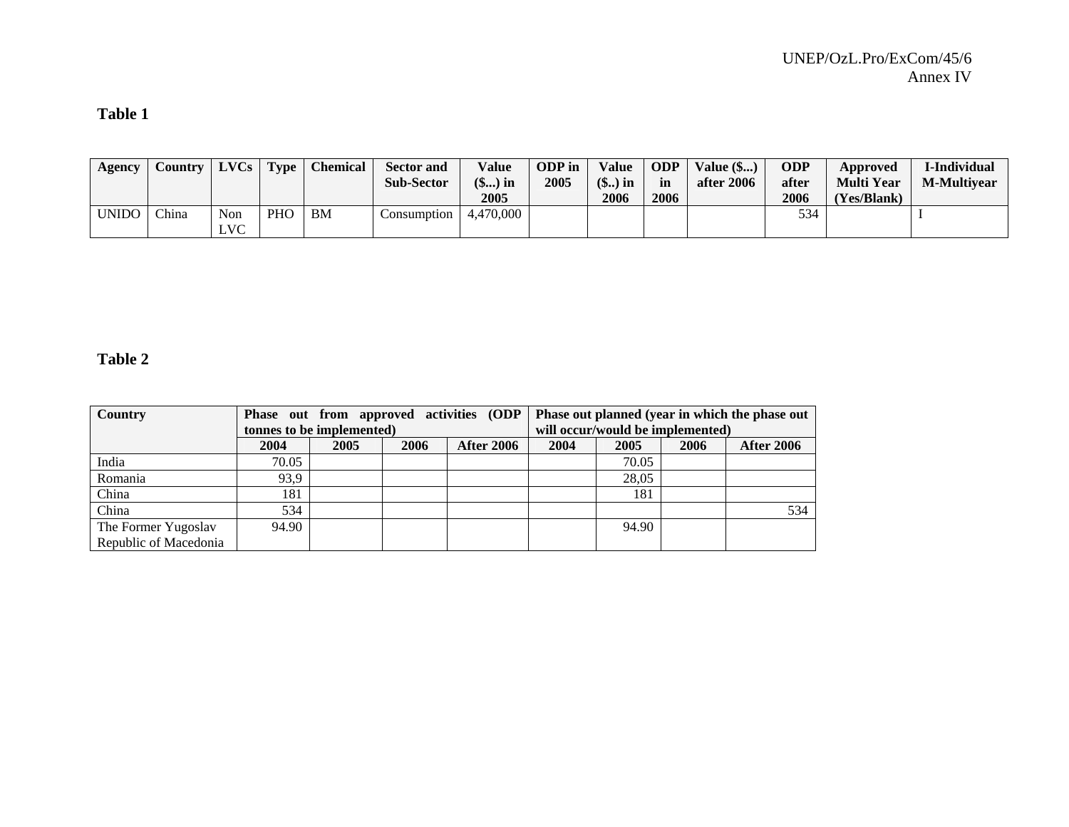**Table 1**

| Agency | Country | LVCs | Type | Chemical | Sector and Sub-Sector | Value ($...) in 2005 | ODP in 2005 | Value ($..) in 2006 | ODP in 2006 | Value ($...) after 2006 | ODP after 2006 | Approved Multi Year (Yes/Blank) | I-Individual M-Multiyear |
|---|---|---|---|---|---|---|---|---|---|---|---|---|---|
| UNIDO | China | Non LVC | PHO | BM | Consumption | 4,470,000 | | | | | 534 | | I |

**Table 2**

| Country | Phase out from approved activities (ODP tonnes to be implemented) | | | | Phase out planned (year in which the phase out will occur/would be implemented) | | | |
|---|---|---|---|---|---|---|---|---|
| | 2004 | 2005 | 2006 | After 2006 | 2004 | 2005 | 2006 | After 2006 |
| India | 70.05 | | | | | 70.05 | | |
| Romania | 93,9 | | | | | 28,05 | | |
| China | 181 | | | | | 181 | | |
| China | 534 | | | | | | | 534 |
| The Former Yugoslav Republic of Macedonia | 94.90 | | | | | 94.90 | | |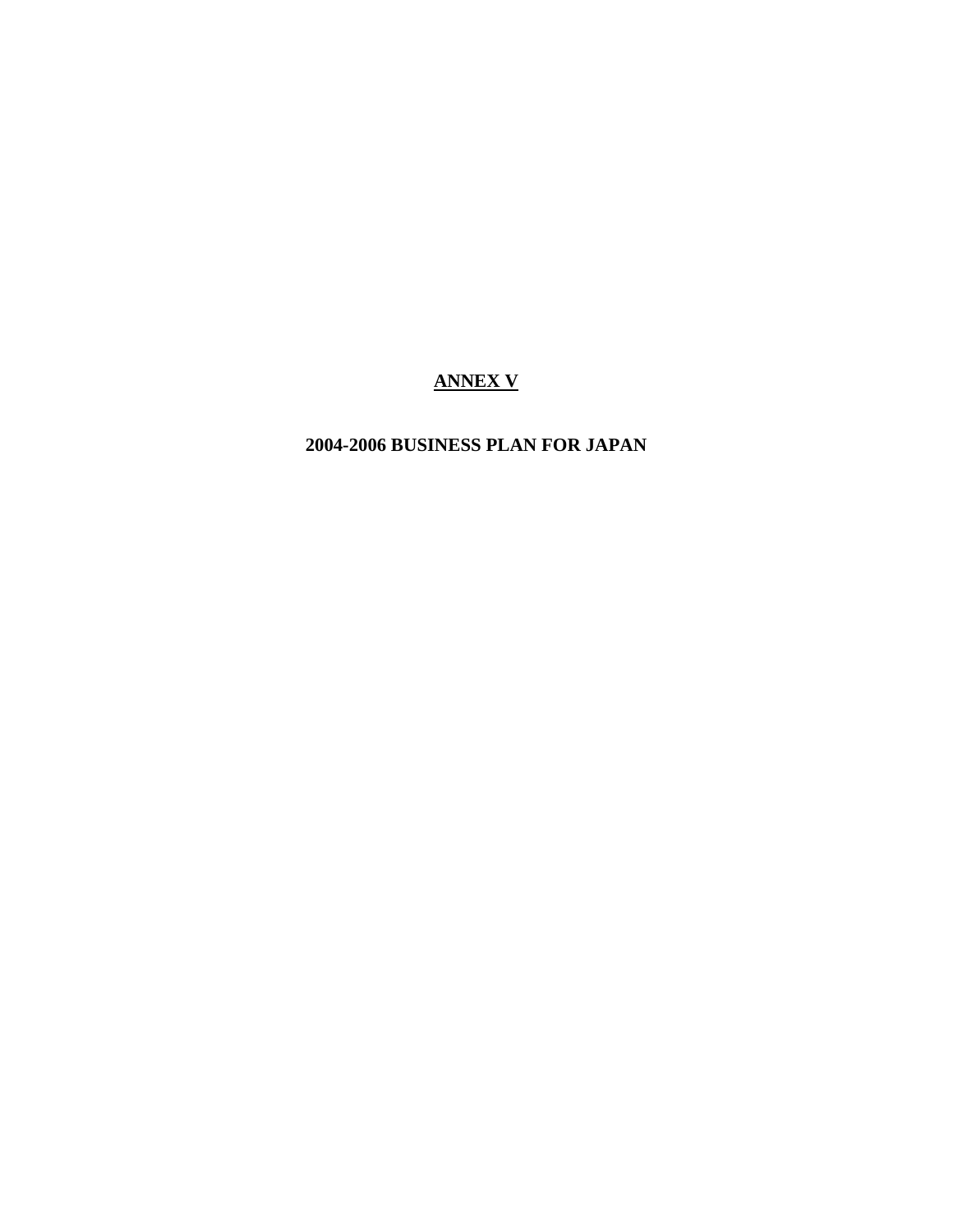# ANNEX V

## 2004-2006 BUSINESS PLAN FOR JAPAN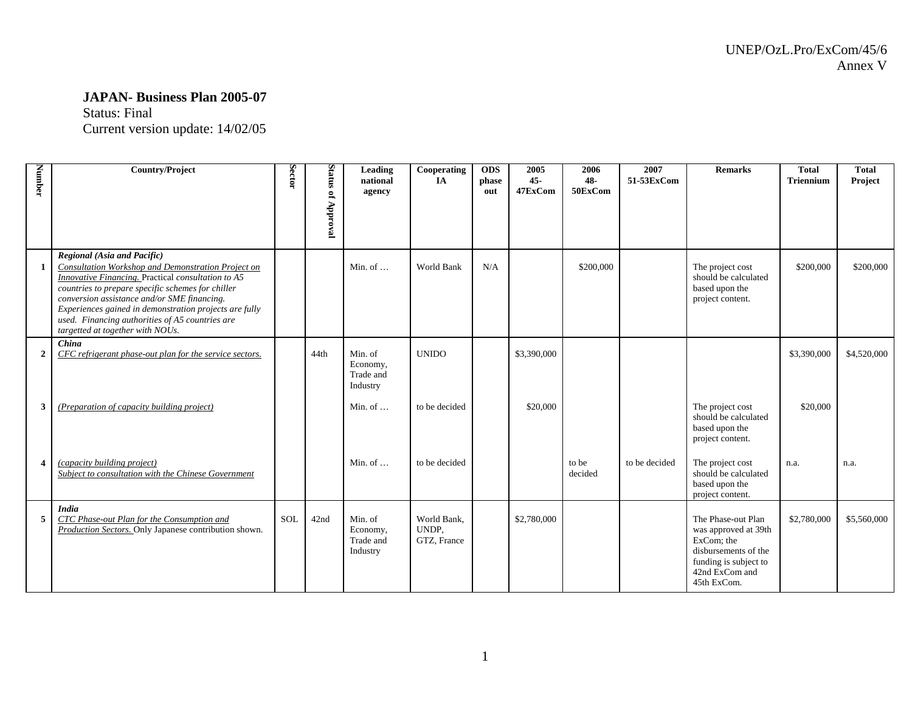**JAPAN- Business Plan 2005-07**
Status: Final
Current version update: 14/02/05

| Number | Country/Project | Sector | Status of Approval | Leading national agency | Cooperating IA | ODS phase out | 2005 45-47ExCom | 2006 48-50ExCom | 2007 51-53ExCom | Remarks | Total Triennium | Total Project |
|---|---|---|---|---|---|---|---|---|---|---|---|---|
| 1 | ***Regional (Asia and Pacific)*** *Consultation Workshop and Demonstration Project on Innovative Financing.* *Practical consultation to A5 countries to prepare specific schemes for chiller conversion assistance and/or SME financing. Experiences gained in demonstration projects are fully used. Financing authorities of A5 countries are targetted at together with NOUs.* | | | Min. of … | World Bank | N/A | | $200,000 | | The project cost should be calculated based upon the project content. | $200,000 | $200,000 |
| 2 | ***China*** *CFC refrigerant phase-out plan for the service sectors.* | | 44th | Min. of Economy, Trade and Industry | UNIDO | | $3,390,000 | | | | $3,390,000 | $4,520,000 |
| 3 | *(Preparation of capacity building project)* | | | Min. of … | to be decided | | $20,000 | | | The project cost should be calculated based upon the project content. | $20,000 | |
| 4 | *(capacity building project)* *Subject to consultation with the Chinese Government* | | | Min. of … | to be decided | | | to be decided | to be decided | The project cost should be calculated based upon the project content. | n.a. | n.a. |
| 5 | ***India*** *CTC Phase-out Plan for the Consumption and Production Sectors.* Only Japanese contribution shown. | SOL | 42nd | Min. of Economy, Trade and Industry | World Bank, UNDP, GTZ, France | | $2,780,000 | | | The Phase-out Plan was approved at 39th ExCom; the disbursements of the funding is subject to 42nd ExCom and 45th ExCom. | $2,780,000 | $5,560,000 |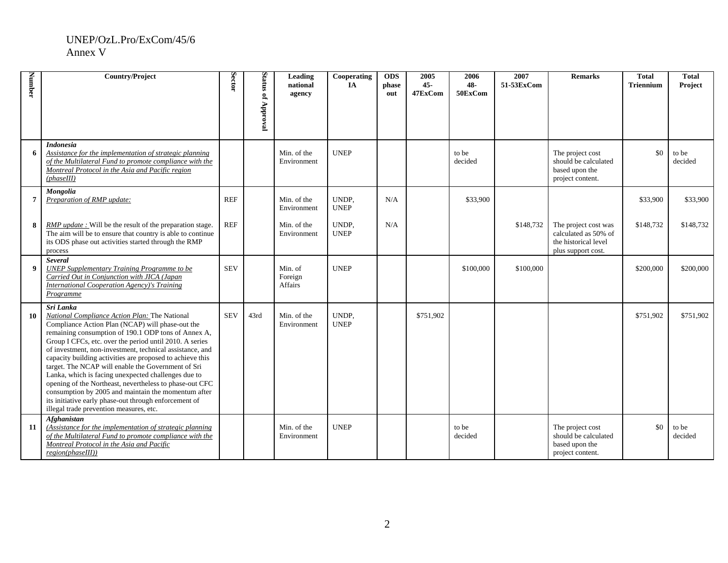UNEP/OzL.Pro/ExCom/45/6
Annex V

| Number | Country/Project | Sector | Status of Approval | Leading national agency | Cooperating IA | ODS phase out | 2005 45-47ExCom | 2006 48-50ExCom | 2007 51-53ExCom | Remarks | Total Triennium | Total Project |
|---|---|---|---|---|---|---|---|---|---|---|---|---|
| 6 | ***Indonesia*** *Assistance for the implementation of strategic planning of the Multilateral Fund to promote compliance with the Montreal Protocol in the Asia and Pacific region (phaseIII)* | | | Min. of the Environment | UNEP | | | to be decided | | The project cost should be calculated based upon the project content. | $0 | to be decided |
| 7 | ***Mongolia*** *Preparation of RMP update:* | REF | | Min. of the Environment | UNDP, UNEP | N/A | | $33,900 | | | $33,900 | $33,900 |
| 8 | *RMP update :* Will be the result of the preparation stage. The aim will be to ensure that country is able to continue its ODS phase out activities started through the RMP process | REF | | Min. of the Environment | UNDP, UNEP | N/A | | | $148,732 | The project cost was calculated as 50% of the historical level plus support cost. | $148,732 | $148,732 |
| 9 | ***Several*** *UNEP Supplementary Training Programme to be Carried Out in Conjunction with JICA (Japan International Cooperation Agency)'s Training Programme* | SEV | | Min. of Foreign Affairs | UNEP | | | $100,000 | $100,000 | | $200,000 | $200,000 |
| 10 | ***Sri Lanka*** *National Compliance Action Plan:* The National Compliance Action Plan (NCAP) will phase-out the remaining consumption of 190.1 ODP tons of Annex A, Group I CFCs, etc. over the period until 2010. A series of investment, non-investment, technical assistance, and capacity building activities are proposed to achieve this target. The NCAP will enable the Government of Sri Lanka, which is facing unexpected challenges due to opening of the Northeast, nevertheless to phase-out CFC consumption by 2005 and maintain the momentum after its initiative early phase-out through enforcement of illegal trade prevention measures, etc. | SEV | 43rd | Min. of the Environment | UNDP, UNEP | | $751,902 | | | | $751,902 | $751,902 |
| 11 | ***Afghanistan*** *(Assistance for the implementation of strategic planning of the Multilateral Fund to promote compliance with the Montreal Protocol in the Asia and Pacific region(phaseIII))* | | | Min. of the Environment | UNEP | | | to be decided | | The project cost should be calculated based upon the project content. | $0 | to be decided |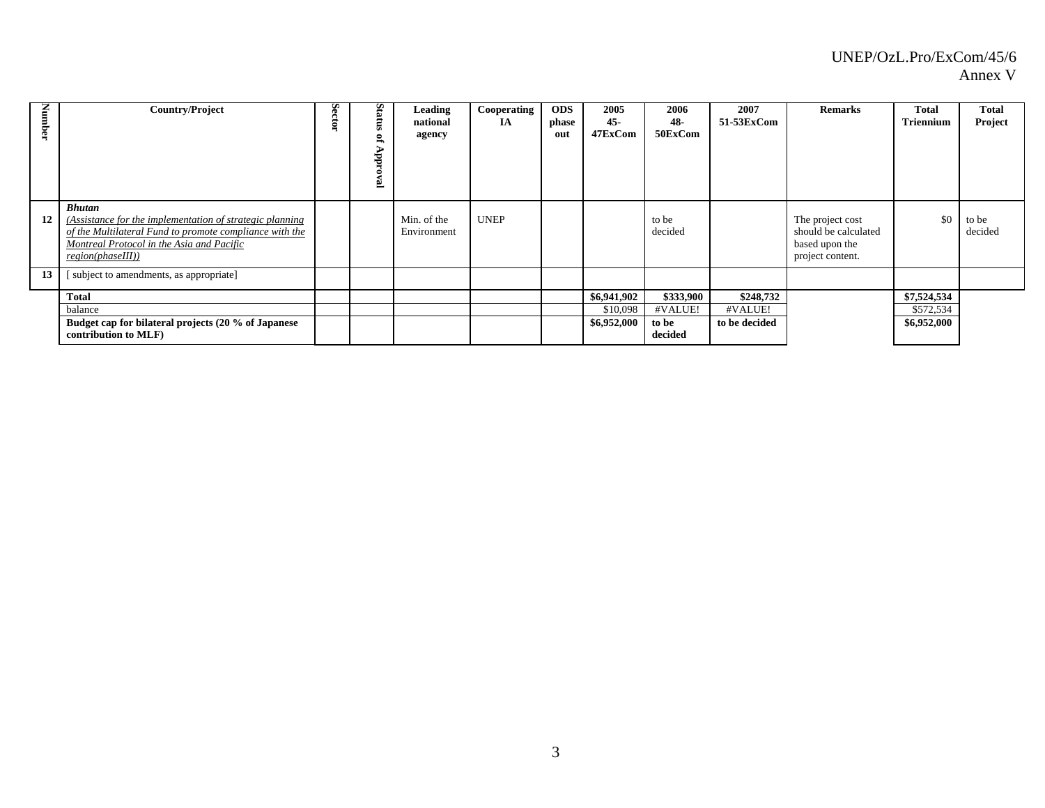| Number | Country/Project | Sector | Status of Approval | Leading national agency | Cooperating IA | ODS phase out | 2005 45-47ExCom | 2006 48-50ExCom | 2007 51-53ExCom | Remarks | Total Triennium | Total Project |
|---|---|---|---|---|---|---|---|---|---|---|---|---|
| 12 | ***Bhutan*** *(Assistance for the implementation of strategic planning of the Multilateral Fund to promote compliance with the Montreal Protocol in the Asia and Pacific region(phaseIII))* | | | Min. of the Environment | UNEP | | | to be decided | | The project cost should be calculated based upon the project content. | $0 | to be decided |
| 13 | [ subject to amendments, as appropriate] | | | | | | | | | | | |
| | **Total** | | | | | | **$6,941,902** | **$333,900** | **$248,732** | | **$7,524,534** | |
| | balance | | | | | | $10,098 | #VALUE! | #VALUE! | | $572,534 | |
| | **Budget cap for bilateral projects (20 % of Japanese contribution to MLF)** | | | | | | **$6,952,000** | **to be decided** | **to be decided** | | **$6,952,000** | |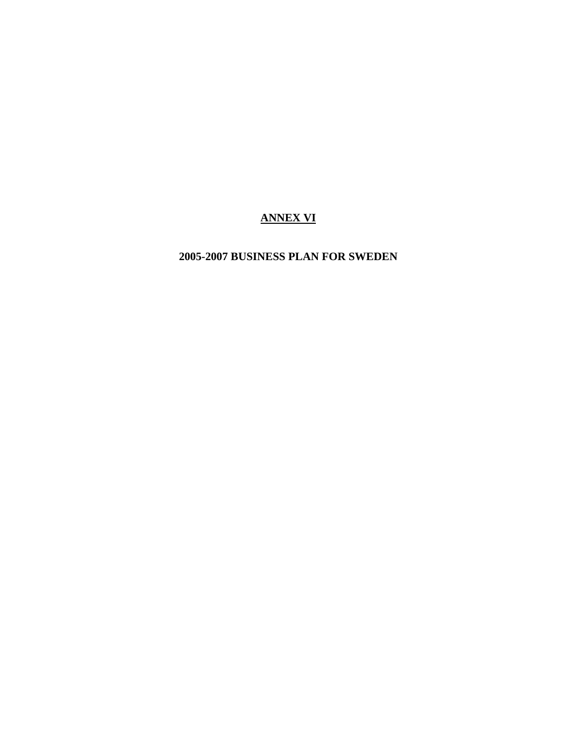# ANNEX VI

## 2005-2007 BUSINESS PLAN FOR SWEDEN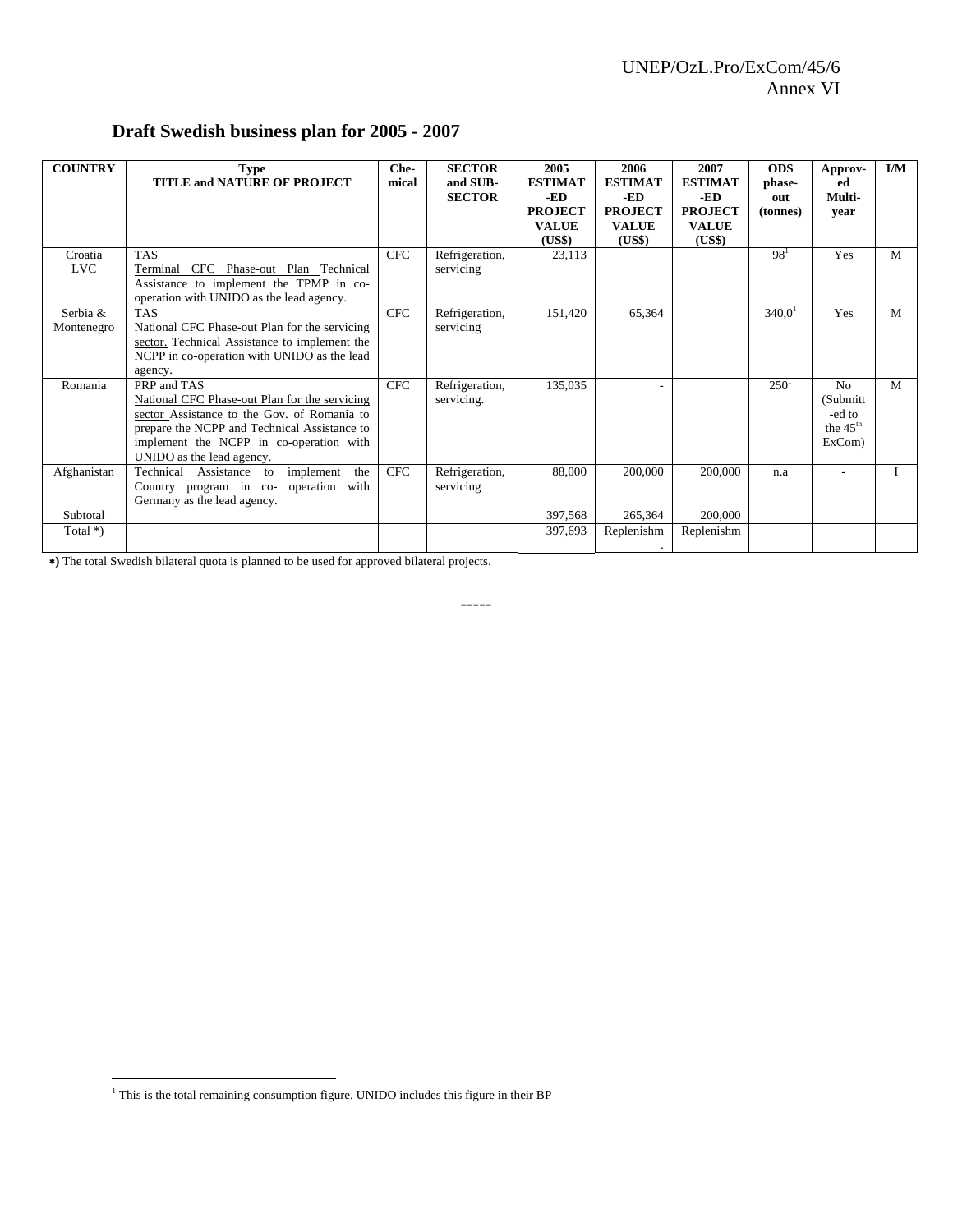# Draft Swedish business plan for 2005 - 2007

| COUNTRY | Type TITLE and NATURE OF PROJECT | Che-mical | SECTOR and SUB-SECTOR | 2005 ESTIMATED PROJECT VALUE (US$) | 2006 ESTIMATED PROJECT VALUE (US$) | 2007 ESTIMATED PROJECT VALUE (US$) | ODS phase-out (tonnes) | Approv-ed Multi-year | I/M |
|---|---|---|---|---|---|---|---|---|---|
| Croatia LVC | TAS Terminal CFC Phase-out Plan Technical Assistance to implement the TPMP in co-operation with UNIDO as the lead agency. | CFC | Refrigeration, servicing | 23,113 | | | 98[1] | Yes | M |
| Serbia & Montenegro | TAS National CFC Phase-out Plan for the servicing sector. Technical Assistance to implement the NCPP in co-operation with UNIDO as the lead agency. | CFC | Refrigeration, servicing | 151,420 | 65,364 | | 340,0[1] | Yes | M |
| Romania | PRP and TAS National CFC Phase-out Plan for the servicing sector Assistance to the Gov. of Romania to prepare the NCPP and Technical Assistance to implement the NCPP in co-operation with UNIDO as the lead agency. | CFC | Refrigeration, servicing. | 135,035 | - | | 250[1] | No (Submitted to the 45th ExCom) | M |
| Afghanistan | Technical Assistance to implement the Country program in co- operation with Germany as the lead agency. | CFC | Refrigeration, servicing | 88,000 | 200,000 | 200,000 | n.a | - | I |
| Subtotal | | | | 397,568 | 265,364 | 200,000 | | | |
| Total *) | | | | 397,693 | Replenishm. | Replenishm | | | |

*) The total Swedish bilateral quota is planned to be used for approved bilateral projects.

-----

[1] This is the total remaining consumption figure. UNIDO includes this figure in their BP